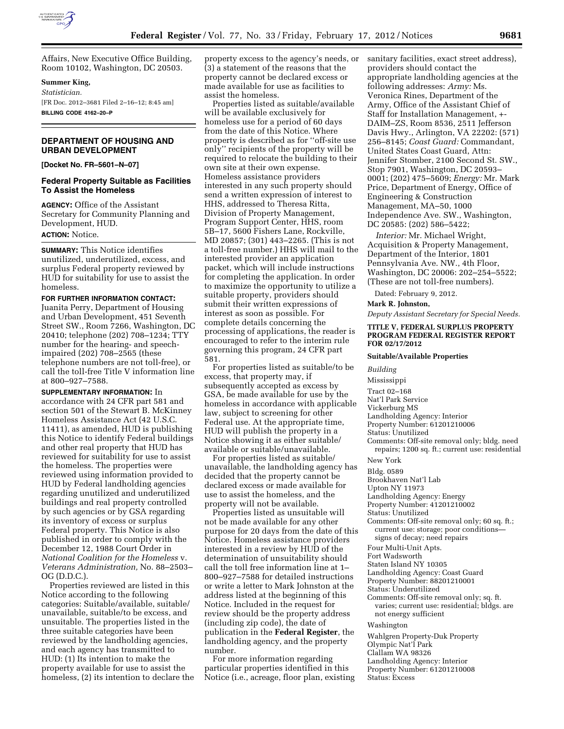Affairs, New Executive Office Building, Room 10102, Washington, DC 20503.

**Summer King,**

*Statistician.*

[FR Doc. 2012–3681 Filed 2–16–12; 8:45 am]

**BILLING CODE 4162–20–P**

## DEPARTMENT OF HOUSING AND URBAN DEVELOPMENT

**[Docket No. FR–5601–N–07]**

## Federal Property Suitable as Facilities To Assist the Homeless

**AGENCY:** Office of the Assistant Secretary for Community Planning and Development, HUD.

**ACTION:** Notice.

**SUMMARY:** This Notice identifies unutilized, underutilized, excess, and surplus Federal property reviewed by HUD for suitability for use to assist the homeless.

**FOR FURTHER INFORMATION CONTACT:** Juanita Perry, Department of Housing and Urban Development, 451 Seventh Street SW., Room 7266, Washington, DC 20410; telephone (202) 708–1234; TTY number for the hearing- and speech-impaired (202) 708–2565 (these telephone numbers are not toll-free), or call the toll-free Title V information line at 800–927–7588.

**SUPPLEMENTARY INFORMATION:** In accordance with 24 CFR part 581 and section 501 of the Stewart B. McKinney Homeless Assistance Act (42 U.S.C. 11411), as amended, HUD is publishing this Notice to identify Federal buildings and other real property that HUD has reviewed for suitability for use to assist the homeless. The properties were reviewed using information provided to HUD by Federal landholding agencies regarding unutilized and underutilized buildings and real property controlled by such agencies or by GSA regarding its inventory of excess or surplus Federal property. This Notice is also published in order to comply with the December 12, 1988 Court Order in *National Coalition for the Homeless* v. *Veterans Administration,* No. 88–2503–OG (D.D.C.).

Properties reviewed are listed in this Notice according to the following categories: Suitable/available, suitable/unavailable, suitable/to be excess, and unsuitable. The properties listed in the three suitable categories have been reviewed by the landholding agencies, and each agency has transmitted to HUD: (1) Its intention to make the property available for use to assist the homeless, (2) its intention to declare the property excess to the agency's needs, or (3) a statement of the reasons that the property cannot be declared excess or made available for use as facilities to assist the homeless.

Properties listed as suitable/available will be available exclusively for homeless use for a period of 60 days from the date of this Notice. Where property is described as for ''off-site use only'' recipients of the property will be required to relocate the building to their own site at their own expense. Homeless assistance providers interested in any such property should send a written expression of interest to HHS, addressed to Theresa Ritta, Division of Property Management, Program Support Center, HHS, room 5B–17, 5600 Fishers Lane, Rockville, MD 20857; (301) 443–2265. (This is not a toll-free number.) HHS will mail to the interested provider an application packet, which will include instructions for completing the application. In order to maximize the opportunity to utilize a suitable property, providers should submit their written expressions of interest as soon as possible. For complete details concerning the processing of applications, the reader is encouraged to refer to the interim rule governing this program, 24 CFR part 581.

For properties listed as suitable/to be excess, that property may, if subsequently accepted as excess by GSA, be made available for use by the homeless in accordance with applicable law, subject to screening for other Federal use. At the appropriate time, HUD will publish the property in a Notice showing it as either suitable/available or suitable/unavailable.

For properties listed as suitable/unavailable, the landholding agency has decided that the property cannot be declared excess or made available for use to assist the homeless, and the property will not be available.

Properties listed as unsuitable will not be made available for any other purpose for 20 days from the date of this Notice. Homeless assistance providers interested in a review by HUD of the determination of unsuitability should call the toll free information line at 1–800–927–7588 for detailed instructions or write a letter to Mark Johnston at the address listed at the beginning of this Notice. Included in the request for review should be the property address (including zip code), the date of publication in the **Federal Register**, the landholding agency, and the property number.

For more information regarding particular properties identified in this Notice (i.e., acreage, floor plan, existing sanitary facilities, exact street address), providers should contact the appropriate landholding agencies at the following addresses: *Army:* Ms. Veronica Rines, Department of the Army, Office of the Assistant Chief of Staff for Installation Management, +-DAIM–ZS, Room 8536, 2511 Jefferson Davis Hwy., Arlington, VA 22202: (571) 256–8145; *Coast Guard:* Commandant, United States Coast Guard, Attn: Jennifer Stomber, 2100 Second St. SW., Stop 7901, Washington, DC 20593–0001; (202) 475–5609; *Energy:* Mr. Mark Price, Department of Energy, Office of Engineering & Construction Management, MA–50, 1000 Independence Ave. SW., Washington, DC 20585: (202) 586–5422;

*Interior:* Mr. Michael Wright, Acquisition & Property Management, Department of the Interior, 1801 Pennsylvania Ave. NW., 4th Floor, Washington, DC 20006: 202–254–5522; (These are not toll-free numbers).

Dated: February 9, 2012.

**Mark R. Johnston,**

*Deputy Assistant Secretary for Special Needs.*

### TITLE V, FEDERAL SURPLUS PROPERTY PROGRAM FEDERAL REGISTER REPORT FOR 02/17/2012

**Suitable/Available Properties**

*Building*

Mississippi

Tract 02–168
Nat'l Park Service
Vickerburg MS
Landholding Agency: Interior
Property Number: 61201210006
Status: Unutilized
Comments: Off-site removal only; bldg. need repairs; 1200 sq. ft.; current use: residential

New York

Bldg. 0589
Brookhaven Nat'l Lab
Upton NY 11973
Landholding Agency: Energy
Property Number: 41201210002
Status: Unutilized
Comments: Off-site removal only; 60 sq. ft.; current use: storage; poor conditions—signs of decay; need repairs

Four Multi-Unit Apts.
Fort Wadsworth
Staten Island NY 10305
Landholding Agency: Coast Guard
Property Number: 88201210001
Status: Underutilized
Comments: Off-site removal only; sq. ft. varies; current use: residential; bldgs. are not energy sufficient

Washington

Wahlgren Property-Duk Property
Olympic Nat'l Park
Clallam WA 98326
Landholding Agency: Interior
Property Number: 61201210008
Status: Excess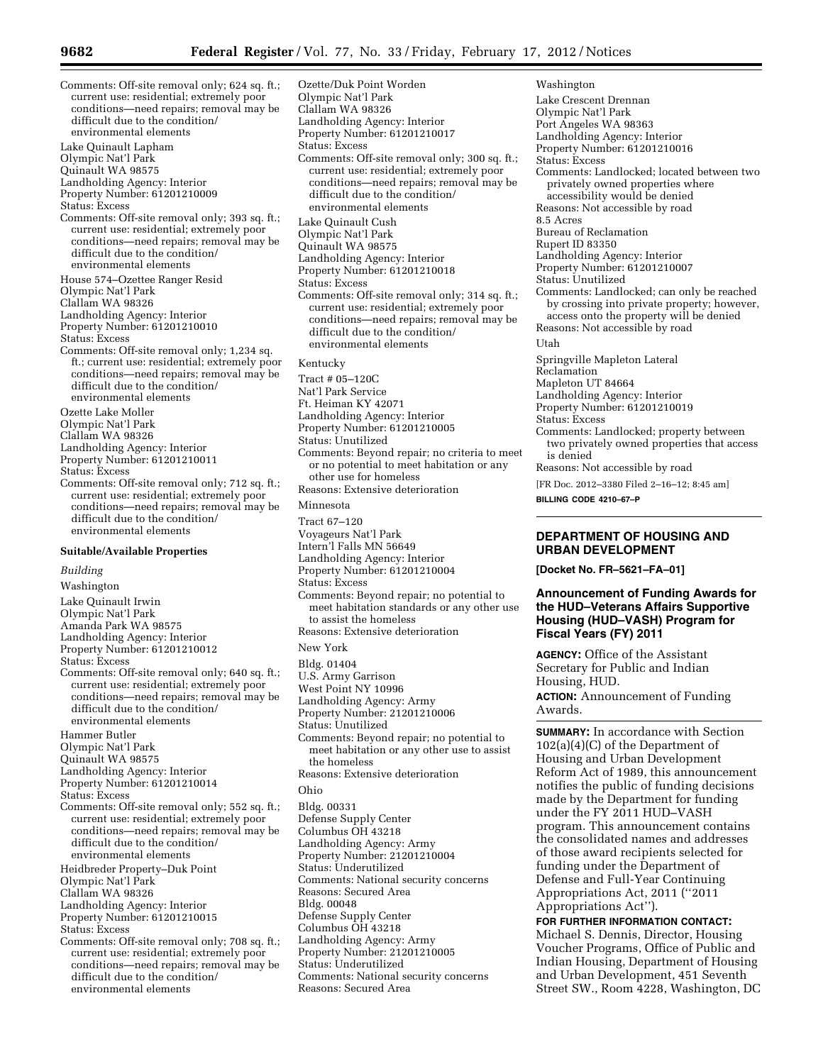Comments: Off-site removal only; 624 sq. ft.; current use: residential; extremely poor conditions—need repairs; removal may be difficult due to the condition/ environmental elements

Lake Quinault Lapham
Olympic Nat'l Park
Quinault WA 98575
Landholding Agency: Interior
Property Number: 61201210009
Status: Excess
Comments: Off-site removal only; 393 sq. ft.; current use: residential; extremely poor conditions—need repairs; removal may be difficult due to the condition/ environmental elements

House 574–Ozettee Ranger Resid
Olympic Nat'l Park
Clallam WA 98326
Landholding Agency: Interior
Property Number: 61201210010
Status: Excess
Comments: Off-site removal only; 1,234 sq. ft.; current use: residential; extremely poor conditions—need repairs; removal may be difficult due to the condition/ environmental elements

Ozette Lake Moller
Olympic Nat'l Park
Clallam WA 98326
Landholding Agency: Interior
Property Number: 61201210011
Status: Excess
Comments: Off-site removal only; 712 sq. ft.; current use: residential; extremely poor conditions—need repairs; removal may be difficult due to the condition/ environmental elements

**Suitable/Available Properties**

*Building*

Washington

Lake Quinault Irwin
Olympic Nat'l Park
Amanda Park WA 98575
Landholding Agency: Interior
Property Number: 61201210012
Status: Excess
Comments: Off-site removal only; 640 sq. ft.; current use: residential; extremely poor conditions—need repairs; removal may be difficult due to the condition/ environmental elements

Hammer Butler
Olympic Nat'l Park
Quinault WA 98575
Landholding Agency: Interior
Property Number: 61201210014
Status: Excess
Comments: Off-site removal only; 552 sq. ft.; current use: residential; extremely poor conditions—need repairs; removal may be difficult due to the condition/ environmental elements

Heidbreder Property–Duk Point
Olympic Nat'l Park
Clallam WA 98326
Landholding Agency: Interior
Property Number: 61201210015
Status: Excess
Comments: Off-site removal only; 708 sq. ft.; current use: residential; extremely poor conditions—need repairs; removal may be difficult due to the condition/ environmental elements

Ozette/Duk Point Worden
Olympic Nat'l Park
Clallam WA 98326
Landholding Agency: Interior
Property Number: 61201210017
Status: Excess
Comments: Off-site removal only; 300 sq. ft.; current use: residential; extremely poor conditions—need repairs; removal may be difficult due to the condition/ environmental elements

Lake Quinault Cush
Olympic Nat'l Park
Quinault WA 98575
Landholding Agency: Interior
Property Number: 61201210018
Status: Excess
Comments: Off-site removal only; 314 sq. ft.; current use: residential; extremely poor conditions—need repairs; removal may be difficult due to the condition/ environmental elements

Kentucky

Tract # 05–120C
Nat'l Park Service
Ft. Heiman KY 42071
Landholding Agency: Interior
Property Number: 61201210005
Status: Unutilized
Comments: Beyond repair; no criteria to meet or no potential to meet habitation or any other use for homeless
Reasons: Extensive deterioration

Minnesota

Tract 67–120
Voyageurs Nat'l Park
Intern'l Falls MN 56649
Landholding Agency: Interior
Property Number: 61201210004
Status: Excess
Comments: Beyond repair; no potential to meet habitation standards or any other use to assist the homeless
Reasons: Extensive deterioration

New York

Bldg. 01404
U.S. Army Garrison
West Point NY 10996
Landholding Agency: Army
Property Number: 21201210006
Status: Unutilized
Comments: Beyond repair; no potential to meet habitation or any other use to assist the homeless
Reasons: Extensive deterioration

Ohio

Bldg. 00331
Defense Supply Center
Columbus OH 43218
Landholding Agency: Army
Property Number: 21201210004
Status: Underutilized
Comments: National security concerns
Reasons: Secured Area

Bldg. 00048
Defense Supply Center
Columbus OH 43218
Landholding Agency: Army
Property Number: 21201210005
Status: Underutilized
Comments: National security concerns
Reasons: Secured Area

Washington

Lake Crescent Drennan
Olympic Nat'l Park
Port Angeles WA 98363
Landholding Agency: Interior
Property Number: 61201210016
Status: Excess
Comments: Landlocked; located between two privately owned properties where accessibility would be denied
Reasons: Not accessible by road

8.5 Acres
Bureau of Reclamation
Rupert ID 83350
Landholding Agency: Interior
Property Number: 61201210007
Status: Unutilized
Comments: Landlocked; can only be reached by crossing into private property; however, access onto the property will be denied
Reasons: Not accessible by road

Utah

Springville Mapleton Lateral
Reclamation
Mapleton UT 84664
Landholding Agency: Interior
Property Number: 61201210019
Status: Excess
Comments: Landlocked; property between two privately owned properties that access is denied
Reasons: Not accessible by road

[FR Doc. 2012–3380 Filed 2–16–12; 8:45 am]

**BILLING CODE 4210–67–P**

## DEPARTMENT OF HOUSING AND URBAN DEVELOPMENT

**[Docket No. FR–5621–FA–01]**

## Announcement of Funding Awards for the HUD–Veterans Affairs Supportive Housing (HUD–VASH) Program for Fiscal Years (FY) 2011

**AGENCY:** Office of the Assistant Secretary for Public and Indian Housing, HUD.

**ACTION:** Announcement of Funding Awards.

**SUMMARY:** In accordance with Section 102(a)(4)(C) of the Department of Housing and Urban Development Reform Act of 1989, this announcement notifies the public of funding decisions made by the Department for funding under the FY 2011 HUD–VASH program. This announcement contains the consolidated names and addresses of those award recipients selected for funding under the Department of Defense and Full-Year Continuing Appropriations Act, 2011 (''2011 Appropriations Act'').

**FOR FURTHER INFORMATION CONTACT:** Michael S. Dennis, Director, Housing Voucher Programs, Office of Public and Indian Housing, Department of Housing and Urban Development, 451 Seventh Street SW., Room 4228, Washington, DC